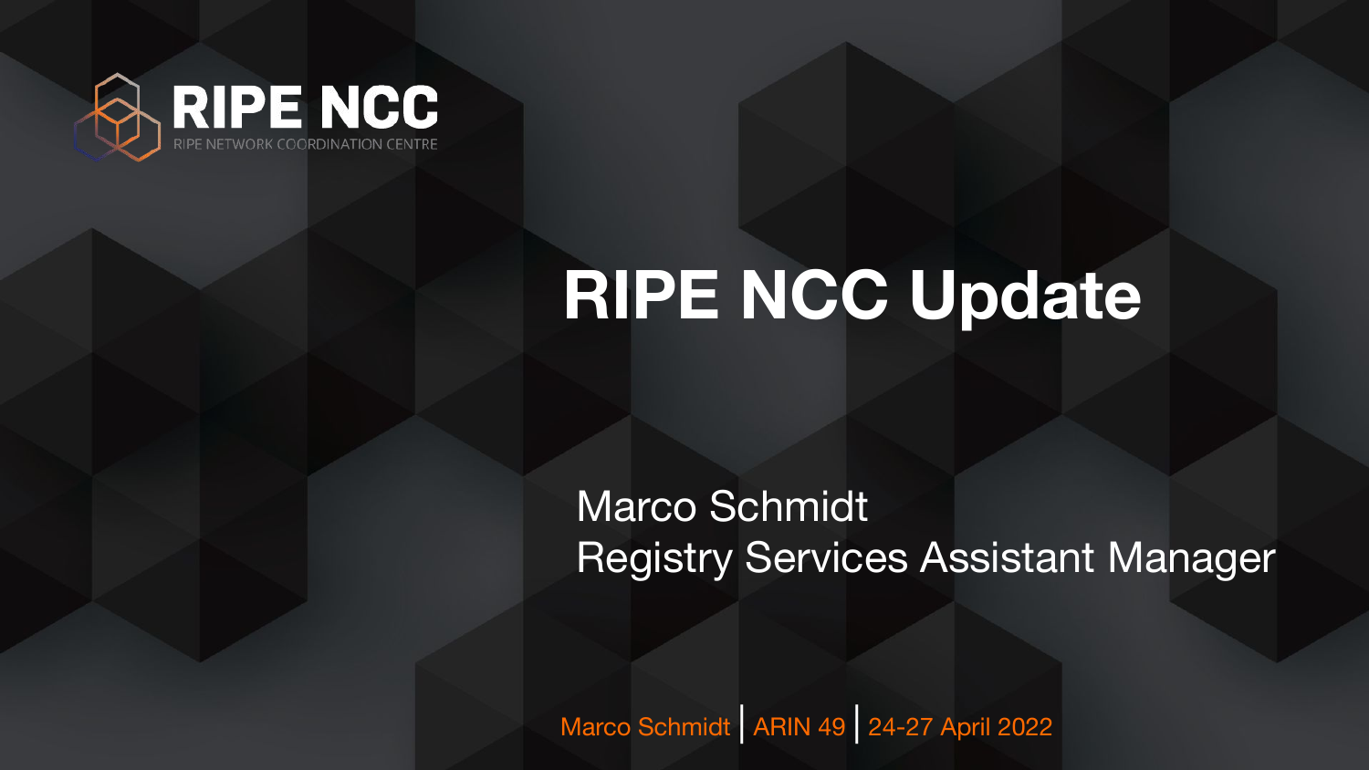RIPE NCC

RIPE NETWORK COORDINATION CENTRE

# RIPE NCC Update

Marco Schmidt
Registry Services Assistant Manager

Marco Schmidt | ARIN 49 | 24-27 April 2022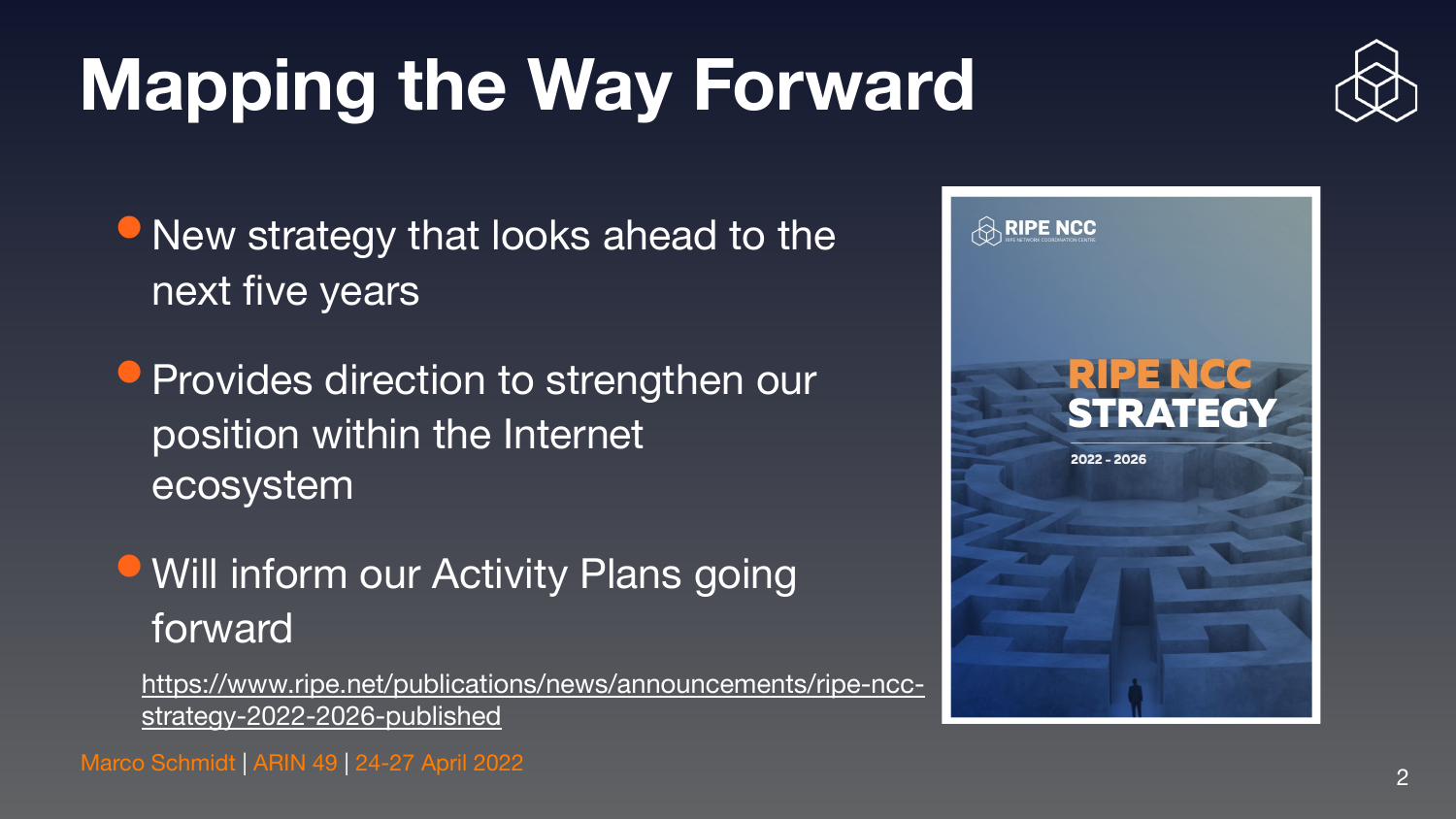# Mapping the Way Forward

- New strategy that looks ahead to the next five years
- Provides direction to strengthen our position within the Internet ecosystem
- Will inform our Activity Plans going forward

https://www.ripe.net/publications/news/announcements/ripe-ncc-strategy-2022-2026-published

Marco Schmidt | ARIN 49 | 24-27 April 2022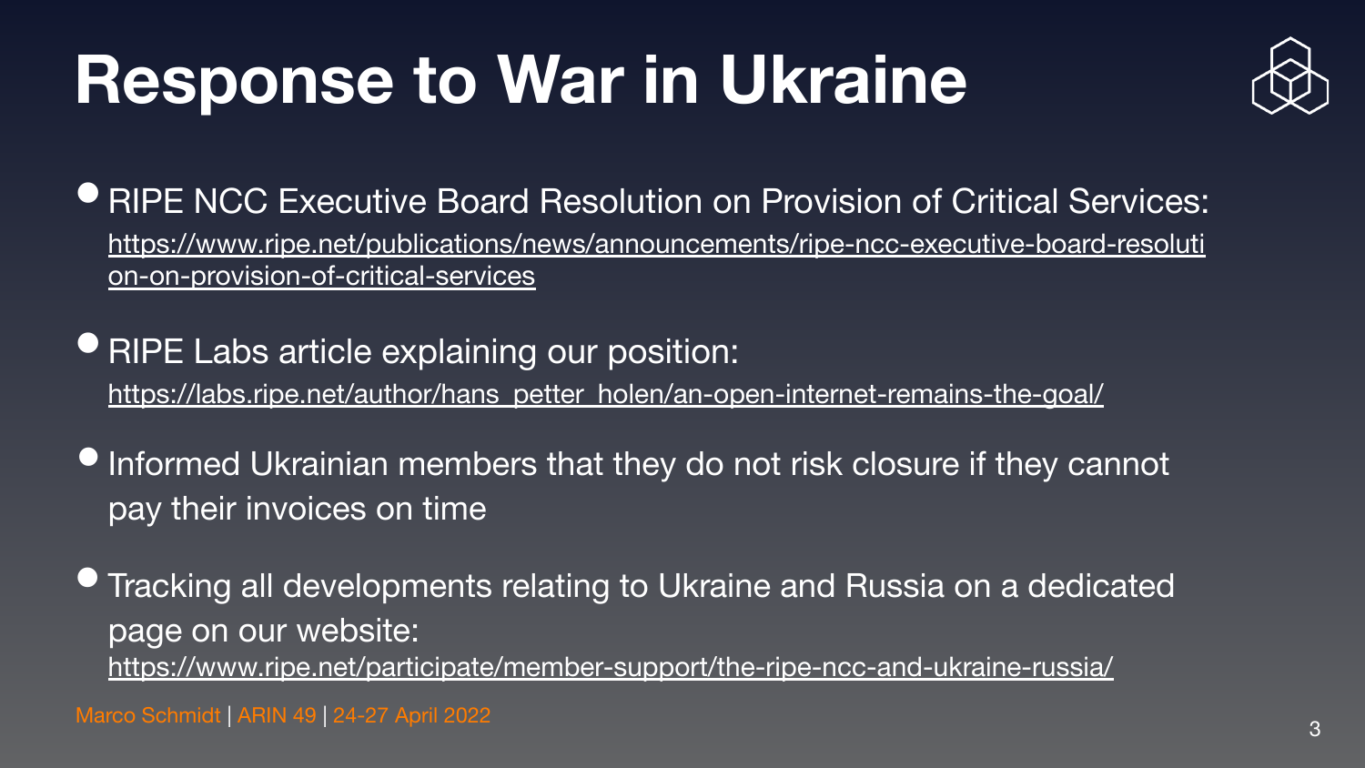# Response to War in Ukraine

- RIPE NCC Executive Board Resolution on Provision of Critical Services: https://www.ripe.net/publications/news/announcements/ripe-ncc-executive-board-resolution-on-provision-of-critical-services
- RIPE Labs article explaining our position: https://labs.ripe.net/author/hans_petter_holen/an-open-internet-remains-the-goal/
- Informed Ukrainian members that they do not risk closure if they cannot pay their invoices on time
- Tracking all developments relating to Ukraine and Russia on a dedicated page on our website: https://www.ripe.net/participate/member-support/the-ripe-ncc-and-ukraine-russia/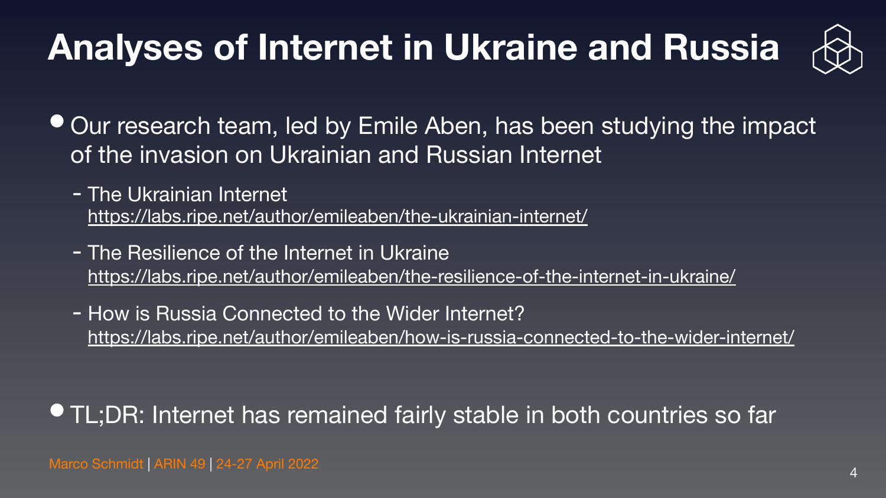# Analyses of Internet in Ukraine and Russia

- Our research team, led by Emile Aben, has been studying the impact of the invasion on Ukrainian and Russian Internet
  - The Ukrainian Internet
    https://labs.ripe.net/author/emileaben/the-ukrainian-internet/
  - The Resilience of the Internet in Ukraine
    https://labs.ripe.net/author/emileaben/the-resilience-of-the-internet-in-ukraine/
  - How is Russia Connected to the Wider Internet?
    https://labs.ripe.net/author/emileaben/how-is-russia-connected-to-the-wider-internet/

- TL;DR: Internet has remained fairly stable in both countries so far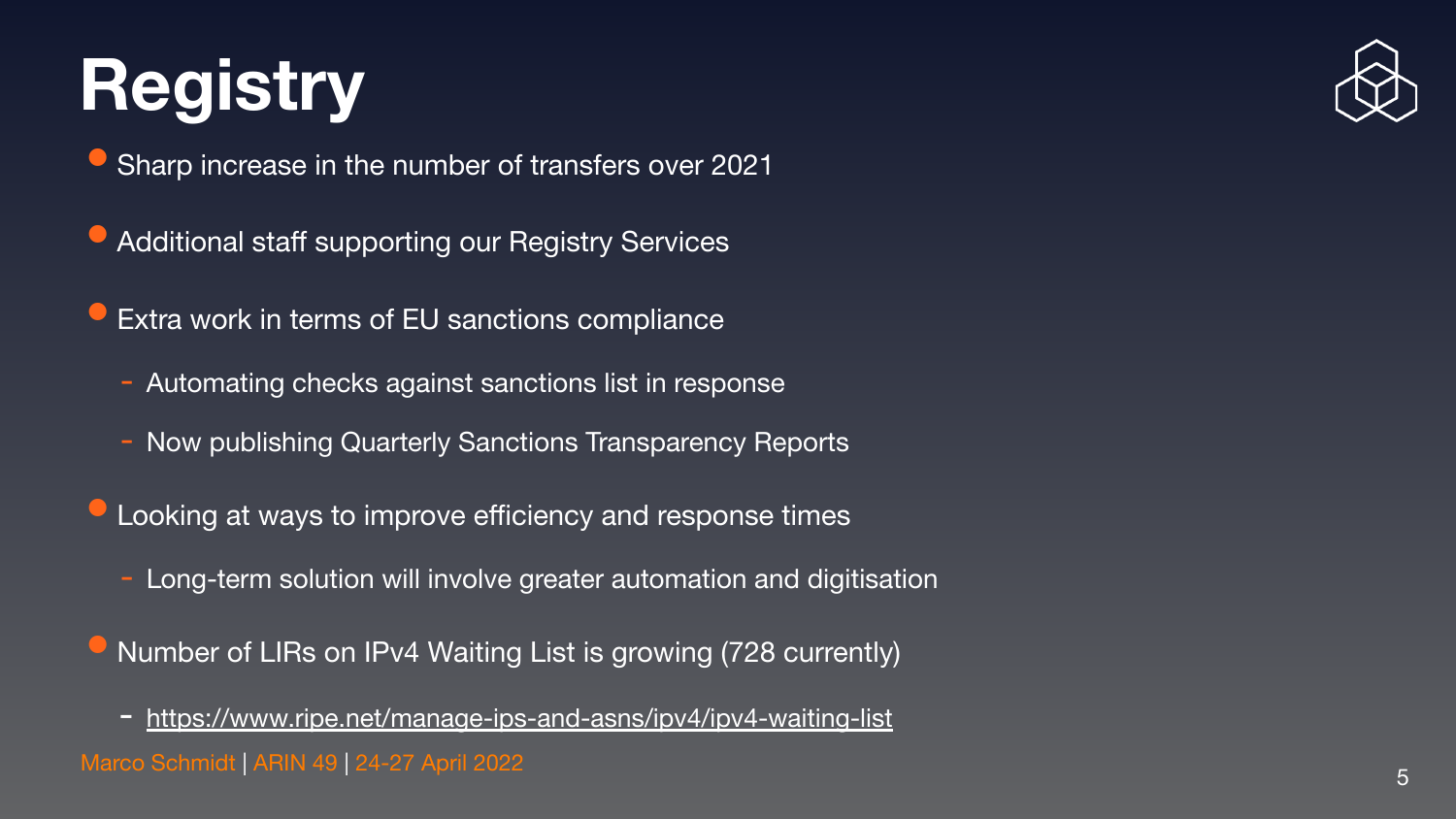# Registry

- Sharp increase in the number of transfers over 2021
- Additional staff supporting our Registry Services
- Extra work in terms of EU sanctions compliance
  - Automating checks against sanctions list in response
  - Now publishing Quarterly Sanctions Transparency Reports
- Looking at ways to improve efficiency and response times
  - Long-term solution will involve greater automation and digitisation
- Number of LIRs on IPv4 Waiting List is growing (728 currently)
  - https://www.ripe.net/manage-ips-and-asns/ipv4/ipv4-waiting-list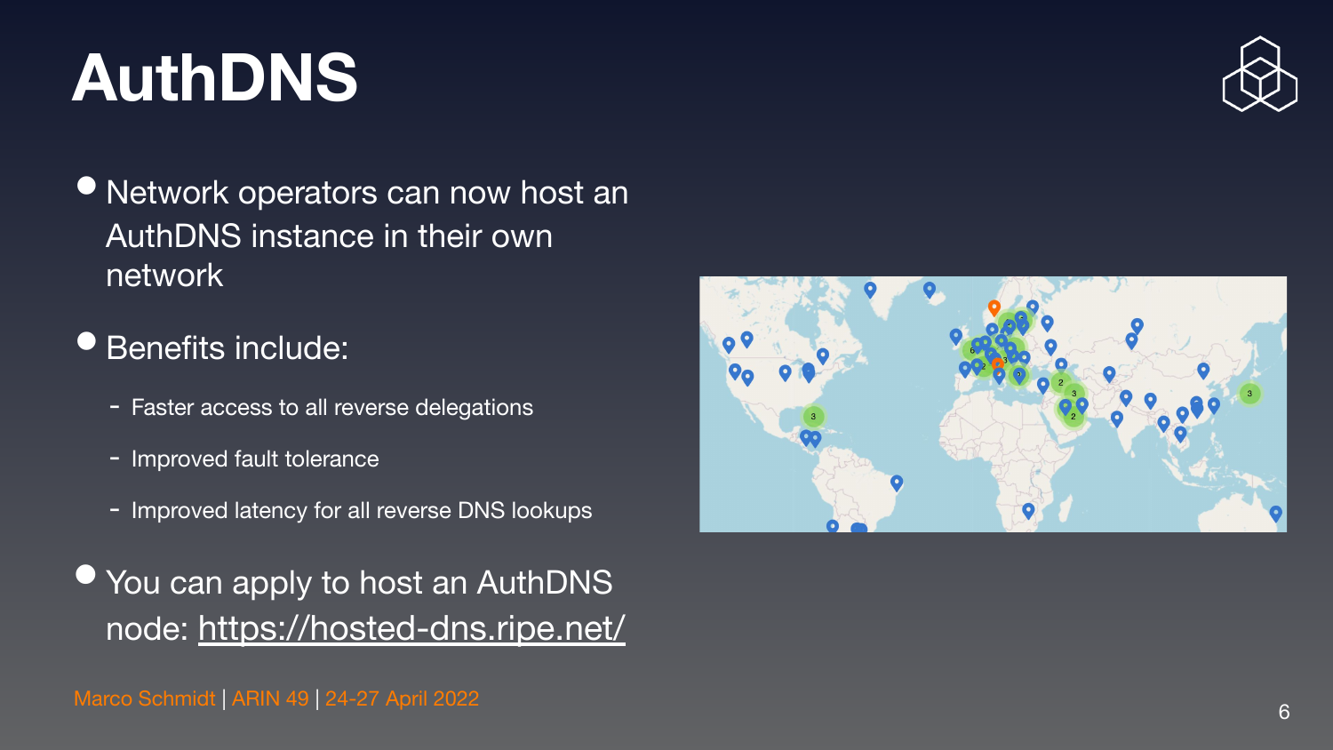# AuthDNS

- Network operators can now host an AuthDNS instance in their own network
- Benefits include:
  - Faster access to all reverse delegations
  - Improved fault tolerance
  - Improved latency for all reverse DNS lookups
- You can apply to host an AuthDNS node: https://hosted-dns.ripe.net/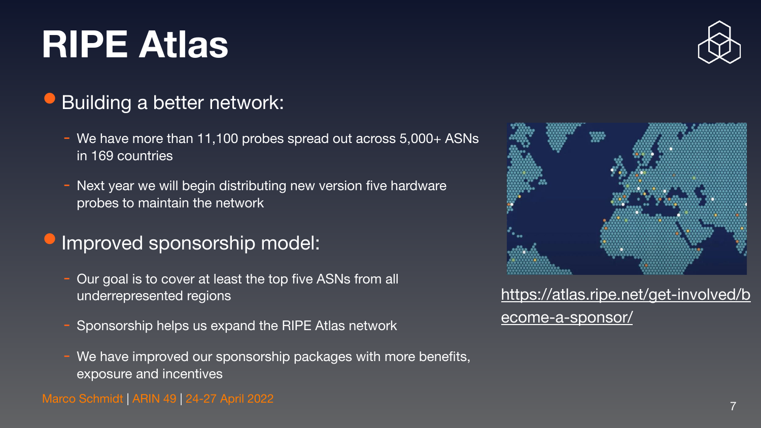# RIPE Atlas

- Building a better network:
  - We have more than 11,100 probes spread out across 5,000+ ASNs in 169 countries
  - Next year we will begin distributing new version five hardware probes to maintain the network

- Improved sponsorship model:
  - Our goal is to cover at least the top five ASNs from all underrepresented regions
  - Sponsorship helps us expand the RIPE Atlas network
  - We have improved our sponsorship packages with more benefits, exposure and incentives

https://atlas.ripe.net/get-involved/become-a-sponsor/

Marco Schmidt | ARIN 49 | 24-27 April 2022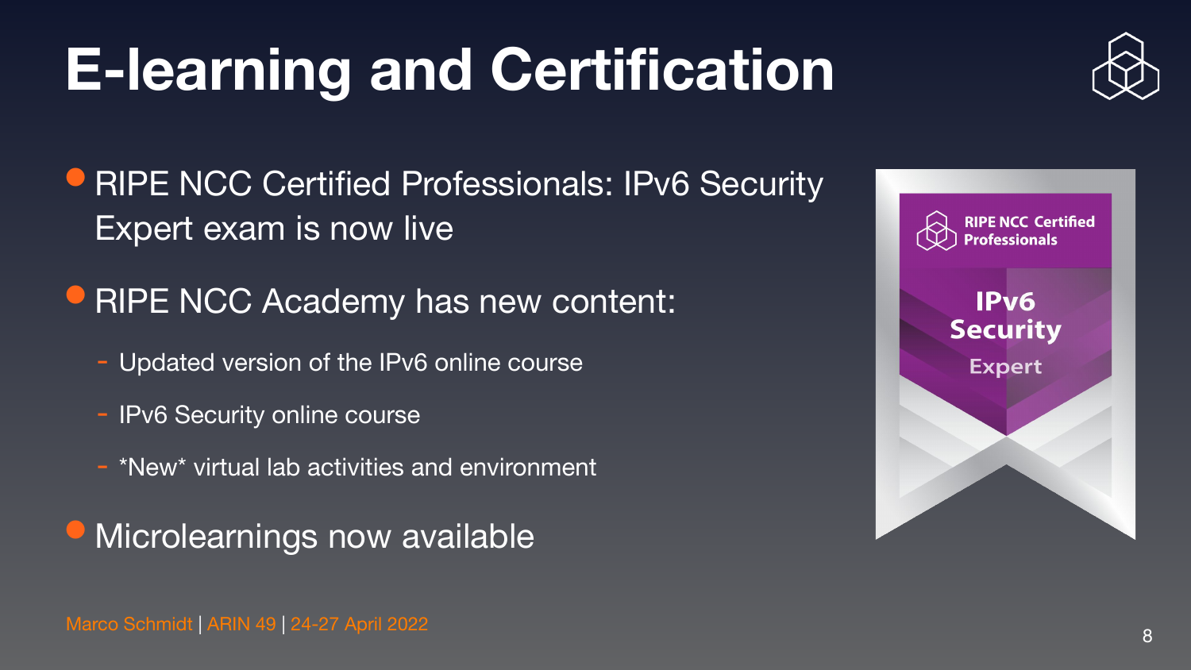# E-learning and Certification

- RIPE NCC Certified Professionals: IPv6 Security Expert exam is now live
- RIPE NCC Academy has new content:
  - Updated version of the IPv6 online course
  - IPv6 Security online course
  - *New* virtual lab activities and environment
- Microlearnings now available

RIPE NCC Certified Professionals

IPv6 Security Expert

Marco Schmidt | ARIN 49 | 24-27 April 2022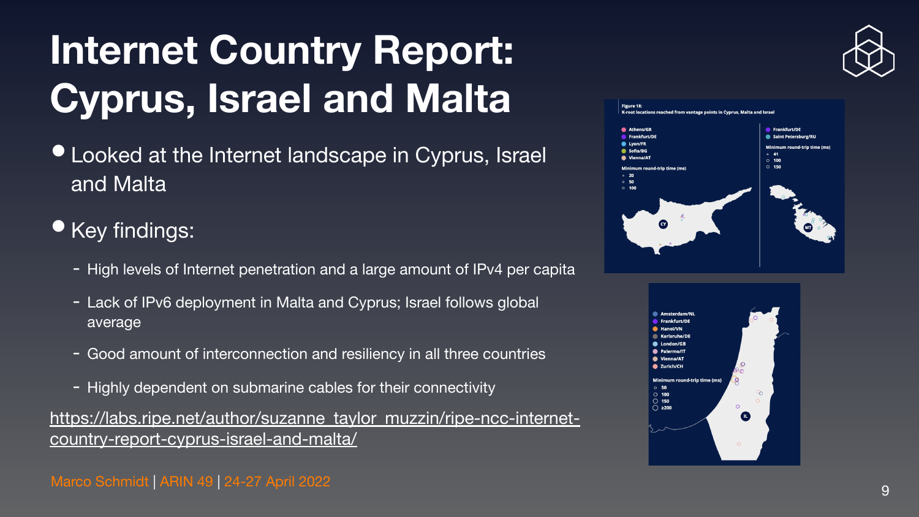# Internet Country Report: Cyprus, Israel and Malta

- Looked at the Internet landscape in Cyprus, Israel and Malta
- Key findings:
  - High levels of Internet penetration and a large amount of IPv4 per capita
  - Lack of IPv6 deployment in Malta and Cyprus; Israel follows global average
  - Good amount of interconnection and resiliency in all three countries
  - Highly dependent on submarine cables for their connectivity

https://labs.ripe.net/author/suzanne_taylor_muzzin/ripe-ncc-internet-country-report-cyprus-israel-and-malta/

Figure 18:
K-root locations reached from vantage points in Cyprus, Malta and Israel

Marco Schmidt | ARIN 49 | 24-27 April 2022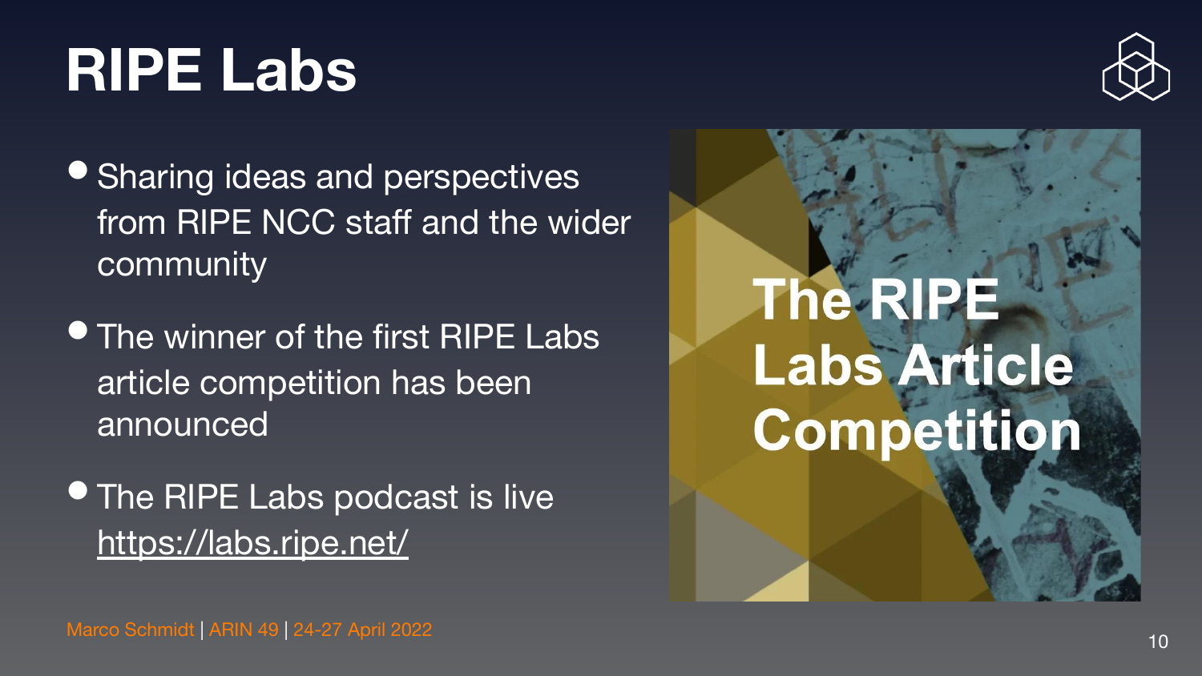# RIPE Labs

- Sharing ideas and perspectives from RIPE NCC staff and the wider community
- The winner of the first RIPE Labs article competition has been announced
- The RIPE Labs podcast is live
  https://labs.ripe.net/

The RIPE Labs Article Competition

Marco Schmidt | ARIN 49 | 24-27 April 2022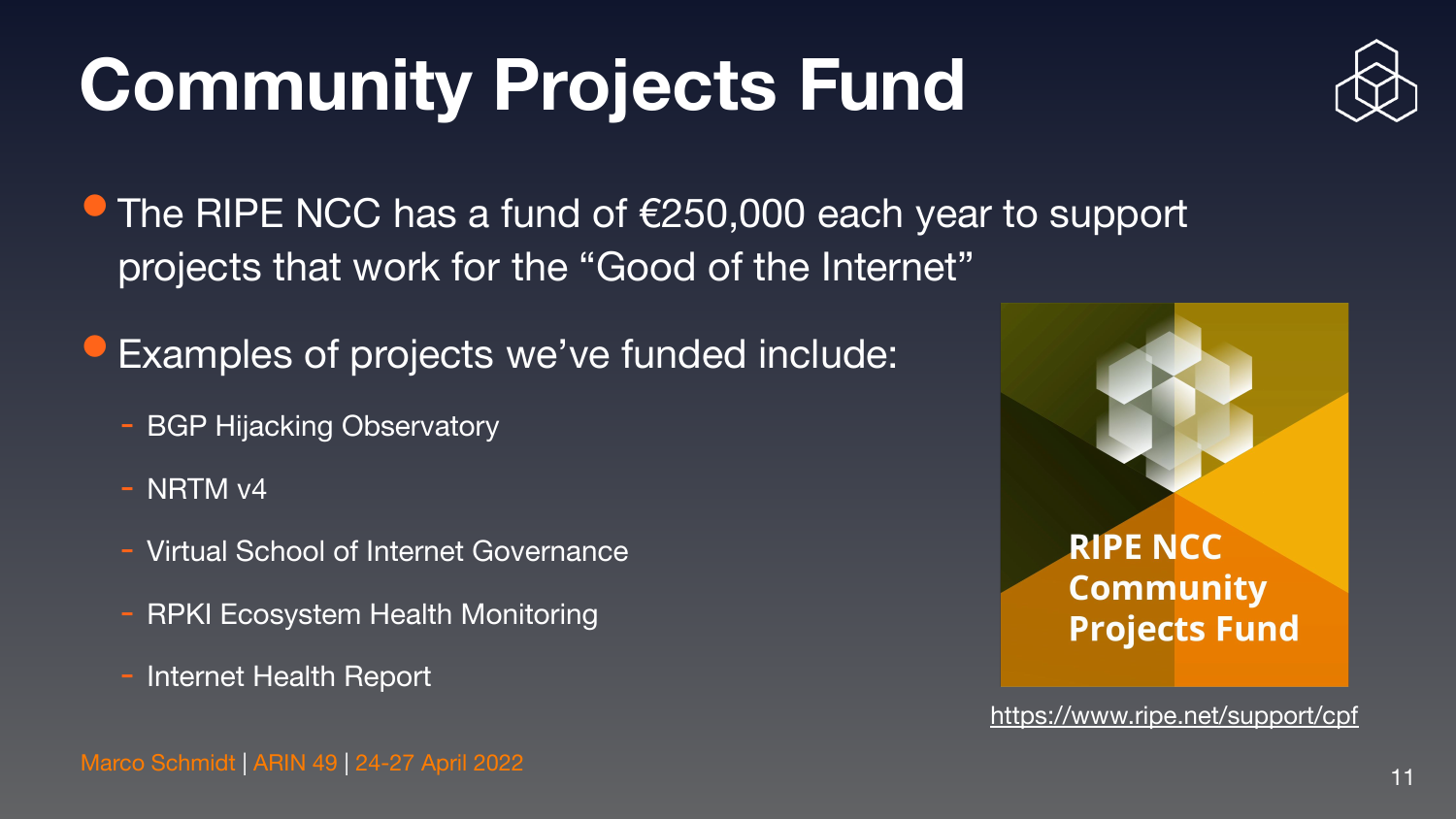# Community Projects Fund

- The RIPE NCC has a fund of €250,000 each year to support projects that work for the "Good of the Internet"
- Examples of projects we've funded include:
  - BGP Hijacking Observatory
  - NRTM v4
  - Virtual School of Internet Governance
  - RPKI Ecosystem Health Monitoring
  - Internet Health Report

RIPE NCC Community Projects Fund

https://www.ripe.net/support/cpf

Marco Schmidt | ARIN 49 | 24-27 April 2022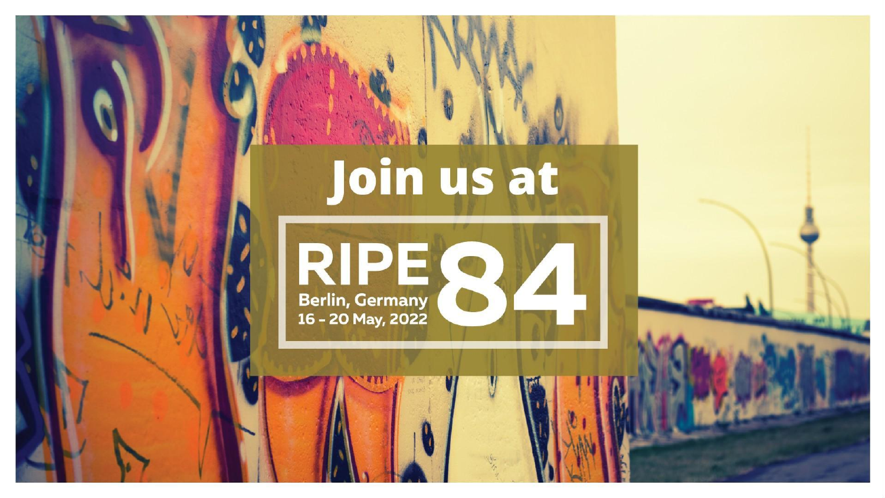# Join us at

**RIPE 84**

Berlin, Germany
16 - 20 May, 2022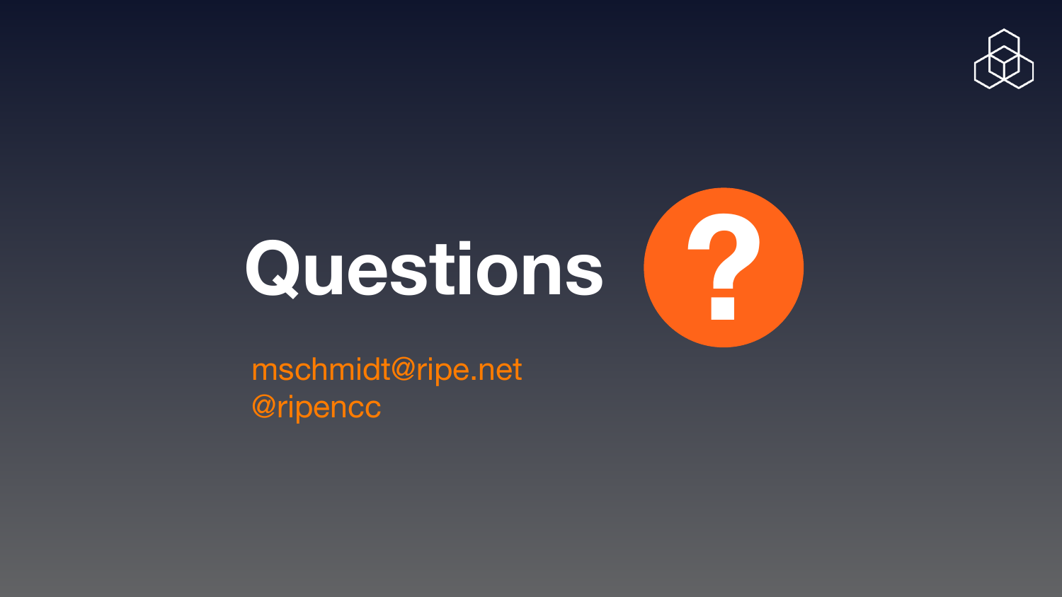# Questions ?

mschmidt@ripe.net
@ripencc